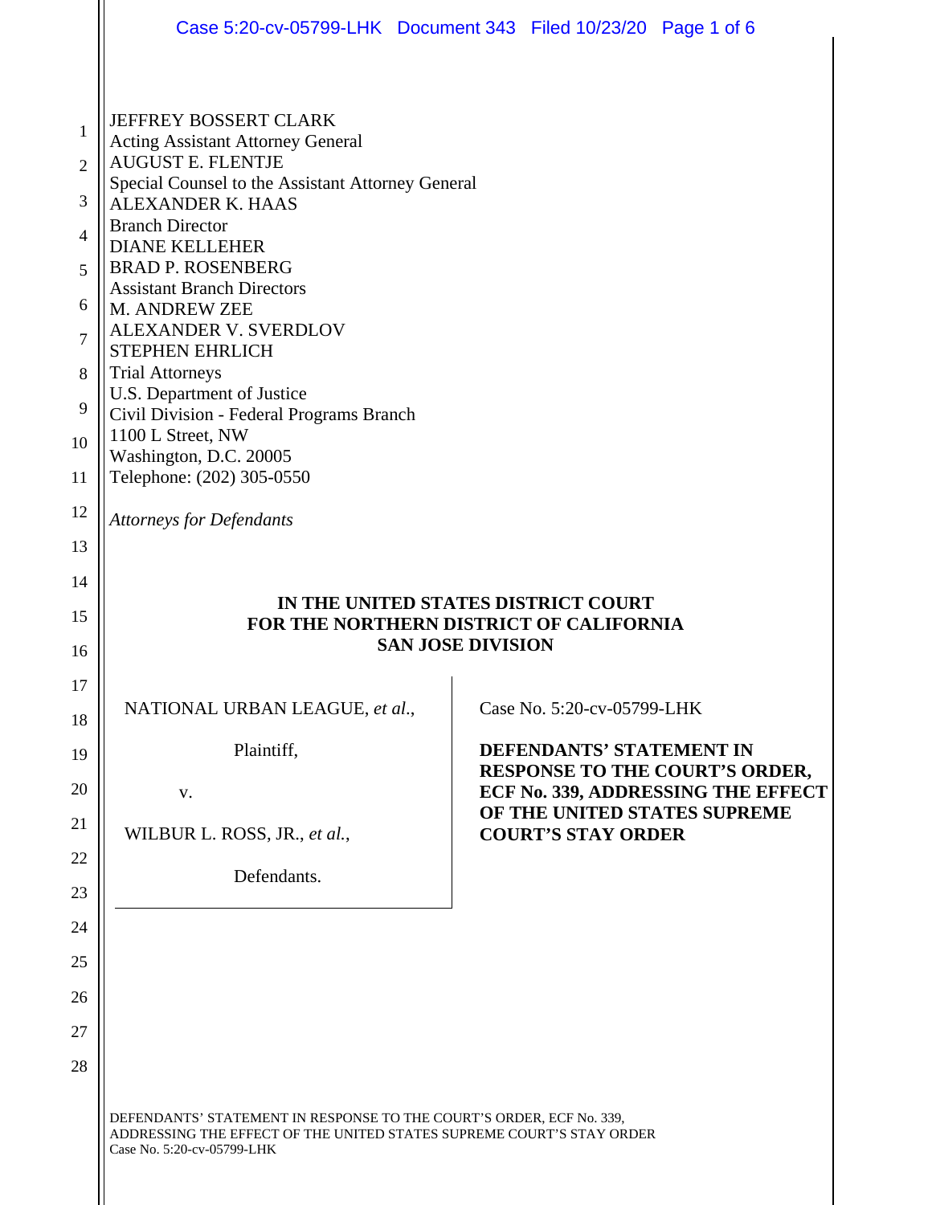JEFFREY BOSSERT CLARK
Acting Assistant Attorney General
AUGUST E. FLENTJE
Special Counsel to the Assistant Attorney General
ALEXANDER K. HAAS
Branch Director
DIANE KELLEHER
BRAD P. ROSENBERG
Assistant Branch Directors
M. ANDREW ZEE
ALEXANDER V. SVERDLOV
STEPHEN EHRLICH
Trial Attorneys
U.S. Department of Justice
Civil Division - Federal Programs Branch
1100 L Street, NW
Washington, D.C. 20005
Telephone: (202) 305-0550

*Attorneys for Defendants*

**IN THE UNITED STATES DISTRICT COURT**
**FOR THE NORTHERN DISTRICT OF CALIFORNIA**
**SAN JOSE DIVISION**

NATIONAL URBAN LEAGUE, *et al.*,

Plaintiff,

v.

WILBUR L. ROSS, JR., *et al.*,

Defendants.

Case No. 5:20-cv-05799-LHK

**DEFENDANTS' STATEMENT IN RESPONSE TO THE COURT'S ORDER, ECF No. 339, ADDRESSING THE EFFECT OF THE UNITED STATES SUPREME COURT'S STAY ORDER**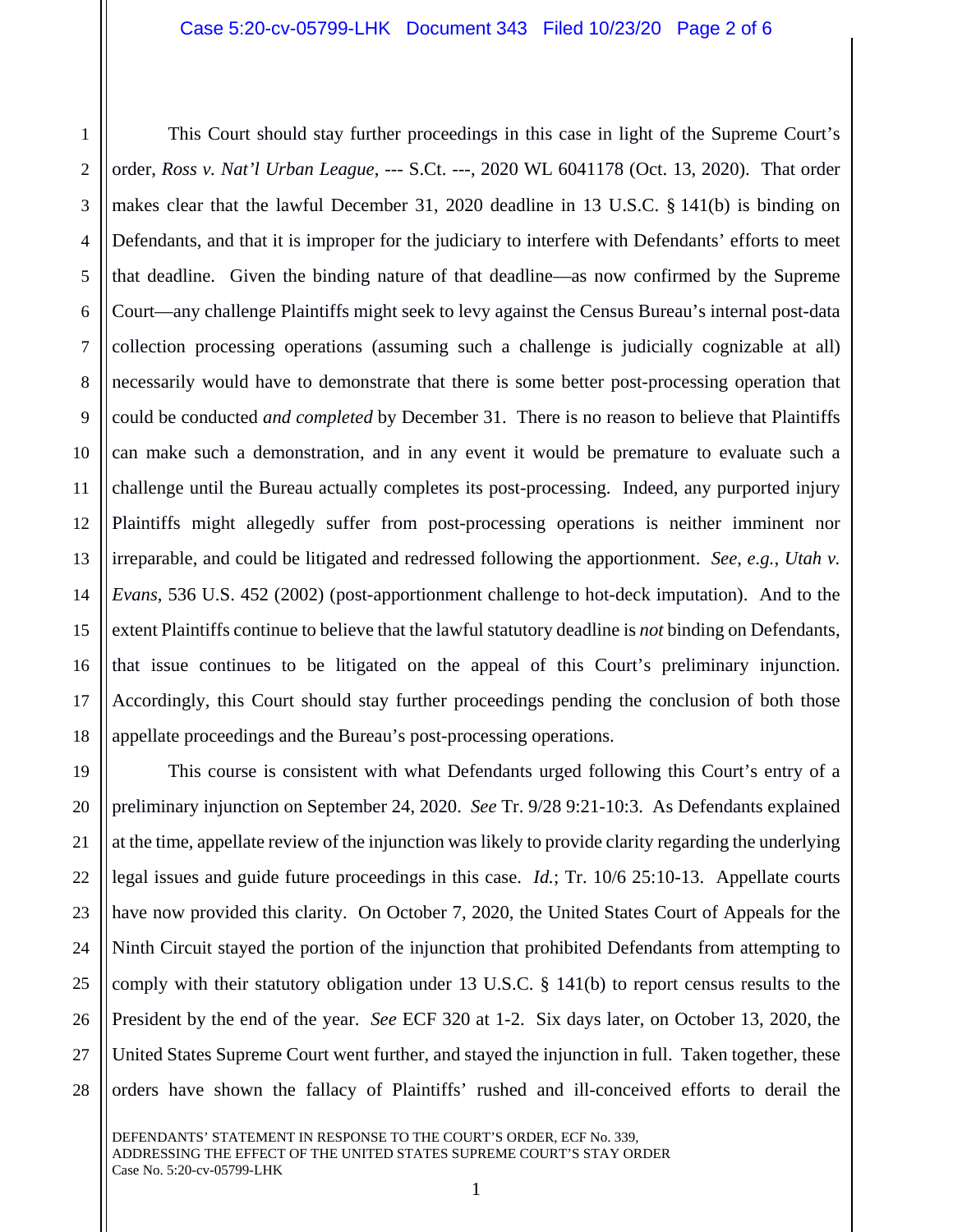This Court should stay further proceedings in this case in light of the Supreme Court's order, *Ross v. Nat'l Urban League*, --- S.Ct. ---, 2020 WL 6041178 (Oct. 13, 2020). That order makes clear that the lawful December 31, 2020 deadline in 13 U.S.C. § 141(b) is binding on Defendants, and that it is improper for the judiciary to interfere with Defendants' efforts to meet that deadline. Given the binding nature of that deadline—as now confirmed by the Supreme Court—any challenge Plaintiffs might seek to levy against the Census Bureau's internal post-data collection processing operations (assuming such a challenge is judicially cognizable at all) necessarily would have to demonstrate that there is some better post-processing operation that could be conducted *and completed* by December 31. There is no reason to believe that Plaintiffs can make such a demonstration, and in any event it would be premature to evaluate such a challenge until the Bureau actually completes its post-processing. Indeed, any purported injury Plaintiffs might allegedly suffer from post-processing operations is neither imminent nor irreparable, and could be litigated and redressed following the apportionment. *See, e.g.*, *Utah v. Evans*, 536 U.S. 452 (2002) (post-apportionment challenge to hot-deck imputation). And to the extent Plaintiffs continue to believe that the lawful statutory deadline is *not* binding on Defendants, that issue continues to be litigated on the appeal of this Court's preliminary injunction. Accordingly, this Court should stay further proceedings pending the conclusion of both those appellate proceedings and the Bureau's post-processing operations.

This course is consistent with what Defendants urged following this Court's entry of a preliminary injunction on September 24, 2020. *See* Tr. 9/28 9:21-10:3. As Defendants explained at the time, appellate review of the injunction was likely to provide clarity regarding the underlying legal issues and guide future proceedings in this case. *Id.*; Tr. 10/6 25:10-13. Appellate courts have now provided this clarity. On October 7, 2020, the United States Court of Appeals for the Ninth Circuit stayed the portion of the injunction that prohibited Defendants from attempting to comply with their statutory obligation under 13 U.S.C. § 141(b) to report census results to the President by the end of the year. *See* ECF 320 at 1-2. Six days later, on October 13, 2020, the United States Supreme Court went further, and stayed the injunction in full. Taken together, these orders have shown the fallacy of Plaintiffs' rushed and ill-conceived efforts to derail the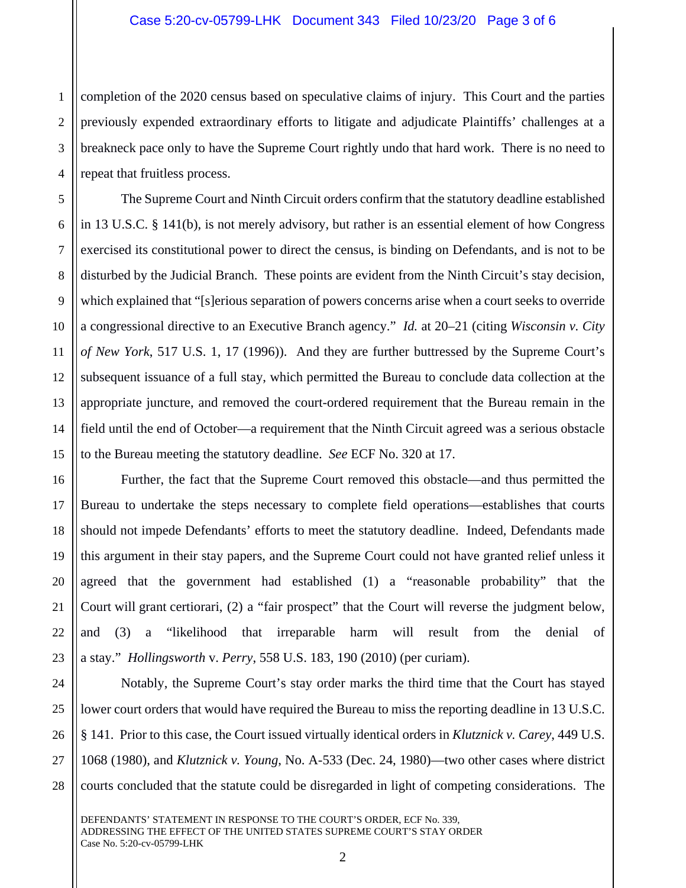completion of the 2020 census based on speculative claims of injury. This Court and the parties previously expended extraordinary efforts to litigate and adjudicate Plaintiffs' challenges at a breakneck pace only to have the Supreme Court rightly undo that hard work. There is no need to repeat that fruitless process.

The Supreme Court and Ninth Circuit orders confirm that the statutory deadline established in 13 U.S.C. § 141(b), is not merely advisory, but rather is an essential element of how Congress exercised its constitutional power to direct the census, is binding on Defendants, and is not to be disturbed by the Judicial Branch. These points are evident from the Ninth Circuit's stay decision, which explained that "[s]erious separation of powers concerns arise when a court seeks to override a congressional directive to an Executive Branch agency." *Id.* at 20–21 (citing *Wisconsin v. City of New York*, 517 U.S. 1, 17 (1996)). And they are further buttressed by the Supreme Court's subsequent issuance of a full stay, which permitted the Bureau to conclude data collection at the appropriate juncture, and removed the court-ordered requirement that the Bureau remain in the field until the end of October—a requirement that the Ninth Circuit agreed was a serious obstacle to the Bureau meeting the statutory deadline. *See* ECF No. 320 at 17.

Further, the fact that the Supreme Court removed this obstacle—and thus permitted the Bureau to undertake the steps necessary to complete field operations—establishes that courts should not impede Defendants' efforts to meet the statutory deadline. Indeed, Defendants made this argument in their stay papers, and the Supreme Court could not have granted relief unless it agreed that the government had established (1) a "reasonable probability" that the Court will grant certiorari, (2) a "fair prospect" that the Court will reverse the judgment below, and (3) a "likelihood that irreparable harm will result from the denial of a stay." *Hollingsworth* v. *Perry*, 558 U.S. 183, 190 (2010) (per curiam).

Notably, the Supreme Court's stay order marks the third time that the Court has stayed lower court orders that would have required the Bureau to miss the reporting deadline in 13 U.S.C. § 141. Prior to this case, the Court issued virtually identical orders in *Klutznick v. Carey*, 449 U.S. 1068 (1980), and *Klutznick v. Young*, No. A-533 (Dec. 24, 1980)—two other cases where district courts concluded that the statute could be disregarded in light of competing considerations. The

DEFENDANTS' STATEMENT IN RESPONSE TO THE COURT'S ORDER, ECF No. 339, ADDRESSING THE EFFECT OF THE UNITED STATES SUPREME COURT'S STAY ORDER
Case No. 5:20-cv-05799-LHK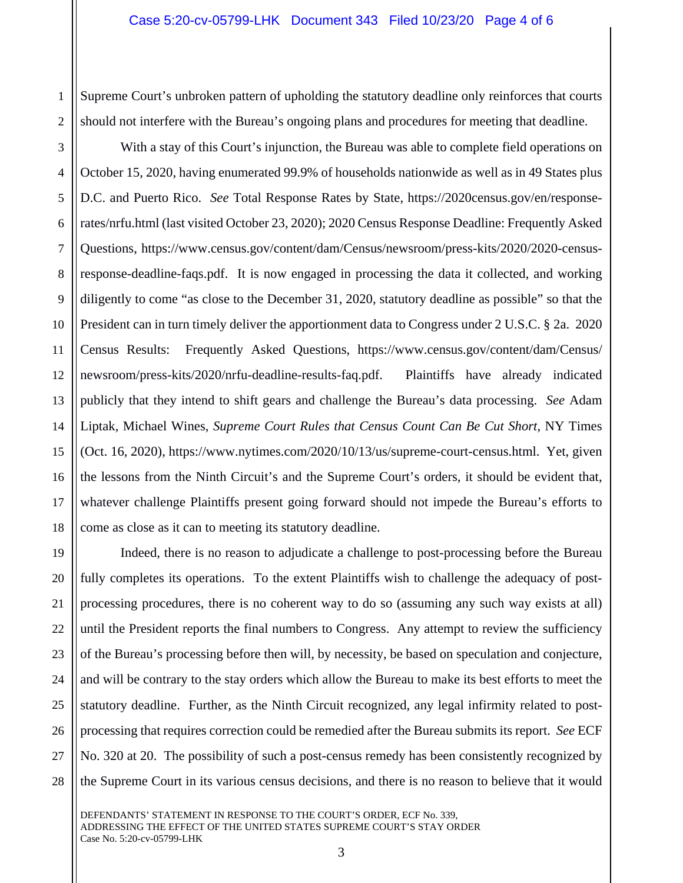Supreme Court's unbroken pattern of upholding the statutory deadline only reinforces that courts should not interfere with the Bureau's ongoing plans and procedures for meeting that deadline.

With a stay of this Court's injunction, the Bureau was able to complete field operations on October 15, 2020, having enumerated 99.9% of households nationwide as well as in 49 States plus D.C. and Puerto Rico. *See* Total Response Rates by State, https://2020census.gov/en/response-rates/nrfu.html (last visited October 23, 2020); 2020 Census Response Deadline: Frequently Asked Questions, https://www.census.gov/content/dam/Census/newsroom/press-kits/2020/2020-census-response-deadline-faqs.pdf. It is now engaged in processing the data it collected, and working diligently to come "as close to the December 31, 2020, statutory deadline as possible" so that the President can in turn timely deliver the apportionment data to Congress under 2 U.S.C. § 2a. 2020 Census Results: Frequently Asked Questions, https://www.census.gov/content/dam/Census/newsroom/press-kits/2020/nrfu-deadline-results-faq.pdf. Plaintiffs have already indicated publicly that they intend to shift gears and challenge the Bureau's data processing. *See* Adam Liptak, Michael Wines, *Supreme Court Rules that Census Count Can Be Cut Short*, NY Times (Oct. 16, 2020), https://www.nytimes.com/2020/10/13/us/supreme-court-census.html. Yet, given the lessons from the Ninth Circuit's and the Supreme Court's orders, it should be evident that, whatever challenge Plaintiffs present going forward should not impede the Bureau's efforts to come as close as it can to meeting its statutory deadline.

Indeed, there is no reason to adjudicate a challenge to post-processing before the Bureau fully completes its operations. To the extent Plaintiffs wish to challenge the adequacy of post-processing procedures, there is no coherent way to do so (assuming any such way exists at all) until the President reports the final numbers to Congress. Any attempt to review the sufficiency of the Bureau's processing before then will, by necessity, be based on speculation and conjecture, and will be contrary to the stay orders which allow the Bureau to make its best efforts to meet the statutory deadline. Further, as the Ninth Circuit recognized, any legal infirmity related to post-processing that requires correction could be remedied after the Bureau submits its report. *See* ECF No. 320 at 20. The possibility of such a post-census remedy has been consistently recognized by the Supreme Court in its various census decisions, and there is no reason to believe that it would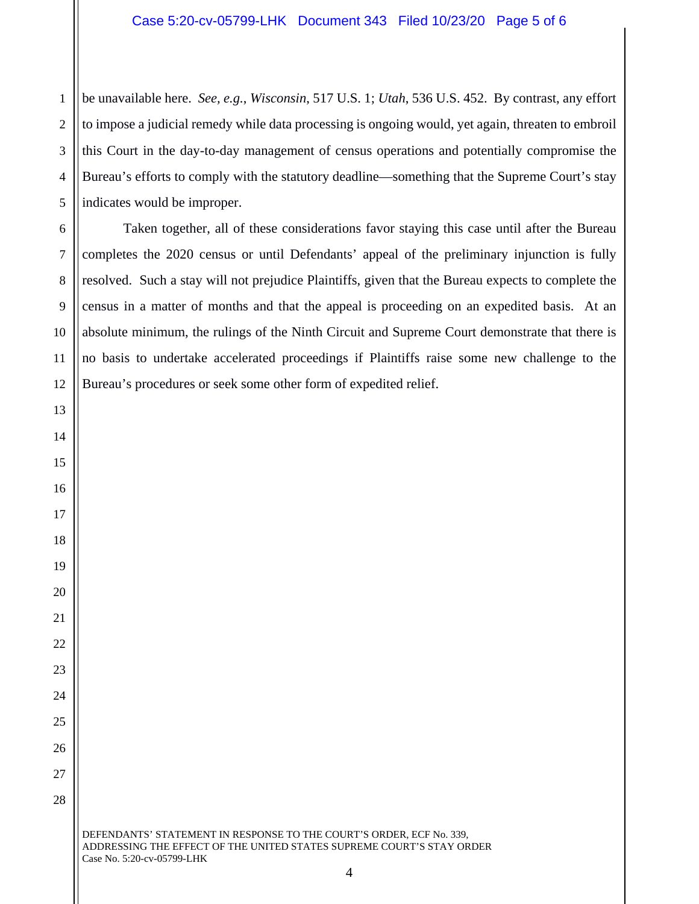be unavailable here. *See, e.g.*, *Wisconsin*, 517 U.S. 1; *Utah*, 536 U.S. 452. By contrast, any effort to impose a judicial remedy while data processing is ongoing would, yet again, threaten to embroil this Court in the day-to-day management of census operations and potentially compromise the Bureau's efforts to comply with the statutory deadline—something that the Supreme Court's stay indicates would be improper.

Taken together, all of these considerations favor staying this case until after the Bureau completes the 2020 census or until Defendants' appeal of the preliminary injunction is fully resolved. Such a stay will not prejudice Plaintiffs, given that the Bureau expects to complete the census in a matter of months and that the appeal is proceeding on an expedited basis. At an absolute minimum, the rulings of the Ninth Circuit and Supreme Court demonstrate that there is no basis to undertake accelerated proceedings if Plaintiffs raise some new challenge to the Bureau's procedures or seek some other form of expedited relief.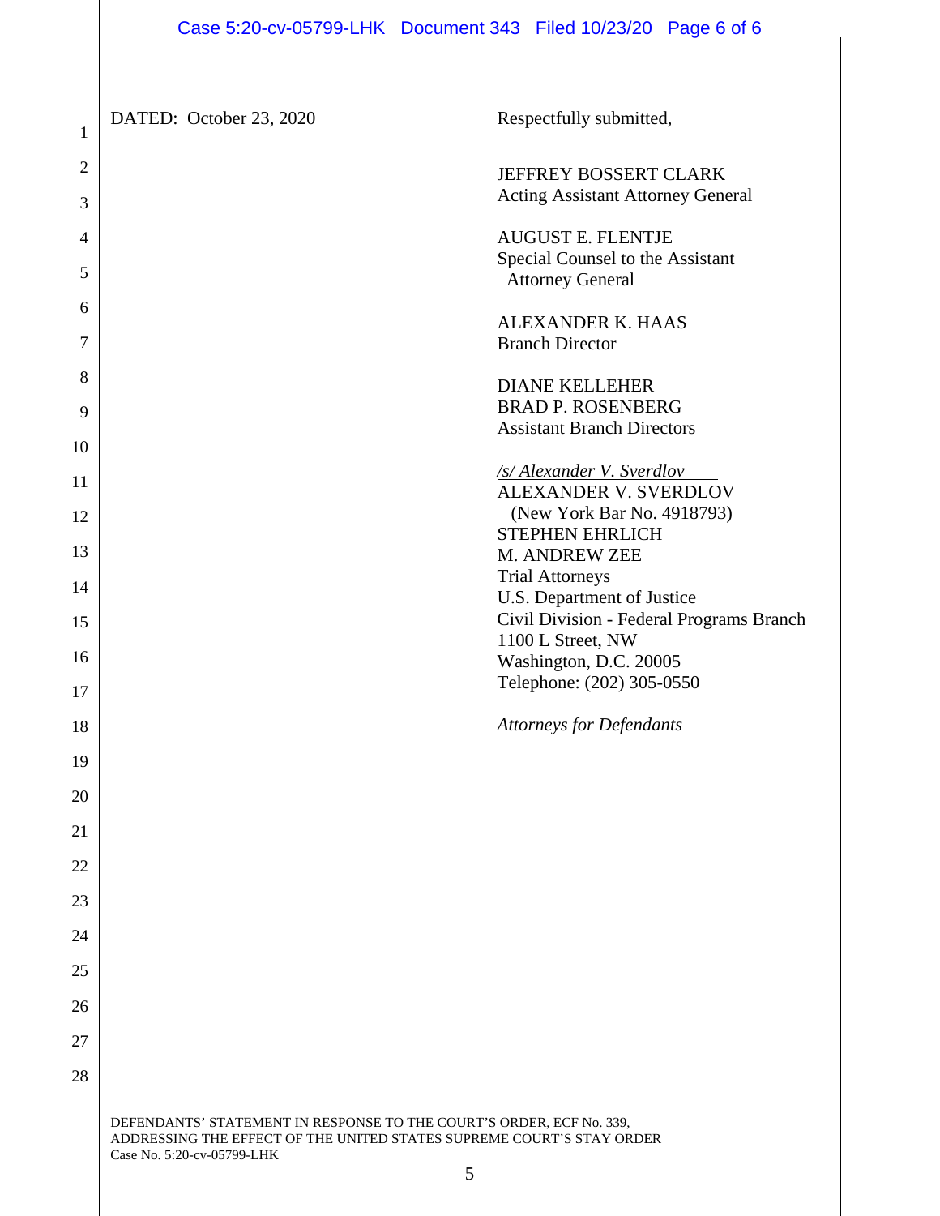DATED: October 23, 2020

Respectfully submitted,

JEFFREY BOSSERT CLARK
Acting Assistant Attorney General

AUGUST E. FLENTJE
Special Counsel to the Assistant Attorney General

ALEXANDER K. HAAS
Branch Director

DIANE KELLEHER
BRAD P. ROSENBERG
Assistant Branch Directors

*/s/ Alexander V. Sverdlov*
ALEXANDER V. SVERDLOV
(New York Bar No. 4918793)
STEPHEN EHRLICH
M. ANDREW ZEE
Trial Attorneys
U.S. Department of Justice
Civil Division - Federal Programs Branch
1100 L Street, NW
Washington, D.C. 20005
Telephone: (202) 305-0550

*Attorneys for Defendants*